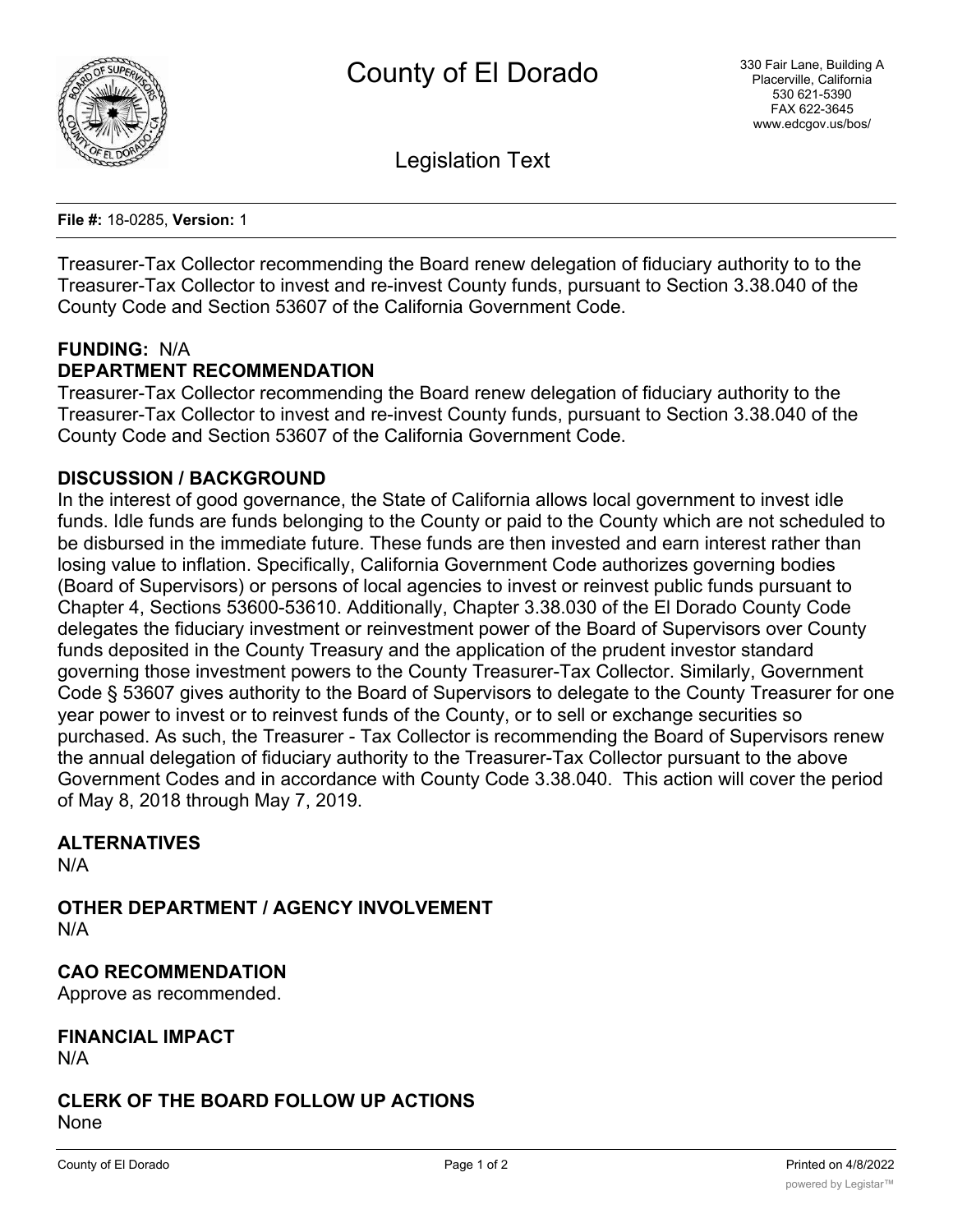# County of El Dorado

330 Fair Lane, Building A
Placerville, California
530 621-5390
FAX 622-3645
www.edcgov.us/bos/

## Legislation Text

**File #:** 18-0285, **Version:** 1

Treasurer-Tax Collector recommending the Board renew delegation of fiduciary authority to to the Treasurer-Tax Collector to invest and re-invest County funds, pursuant to Section 3.38.040 of the County Code and Section 53607 of the California Government Code.

**FUNDING:** N/A

**DEPARTMENT RECOMMENDATION**

Treasurer-Tax Collector recommending the Board renew delegation of fiduciary authority to the Treasurer-Tax Collector to invest and re-invest County funds, pursuant to Section 3.38.040 of the County Code and Section 53607 of the California Government Code.

**DISCUSSION / BACKGROUND**

In the interest of good governance, the State of California allows local government to invest idle funds. Idle funds are funds belonging to the County or paid to the County which are not scheduled to be disbursed in the immediate future. These funds are then invested and earn interest rather than losing value to inflation. Specifically, California Government Code authorizes governing bodies (Board of Supervisors) or persons of local agencies to invest or reinvest public funds pursuant to Chapter 4, Sections 53600-53610. Additionally, Chapter 3.38.030 of the El Dorado County Code delegates the fiduciary investment or reinvestment power of the Board of Supervisors over County funds deposited in the County Treasury and the application of the prudent investor standard governing those investment powers to the County Treasurer-Tax Collector. Similarly, Government Code § 53607 gives authority to the Board of Supervisors to delegate to the County Treasurer for one year power to invest or to reinvest funds of the County, or to sell or exchange securities so purchased. As such, the Treasurer - Tax Collector is recommending the Board of Supervisors renew the annual delegation of fiduciary authority to the Treasurer-Tax Collector pursuant to the above Government Codes and in accordance with County Code 3.38.040. This action will cover the period of May 8, 2018 through May 7, 2019.

**ALTERNATIVES**

N/A

**OTHER DEPARTMENT / AGENCY INVOLVEMENT**

N/A

**CAO RECOMMENDATION**

Approve as recommended.

**FINANCIAL IMPACT**

N/A

**CLERK OF THE BOARD FOLLOW UP ACTIONS**

None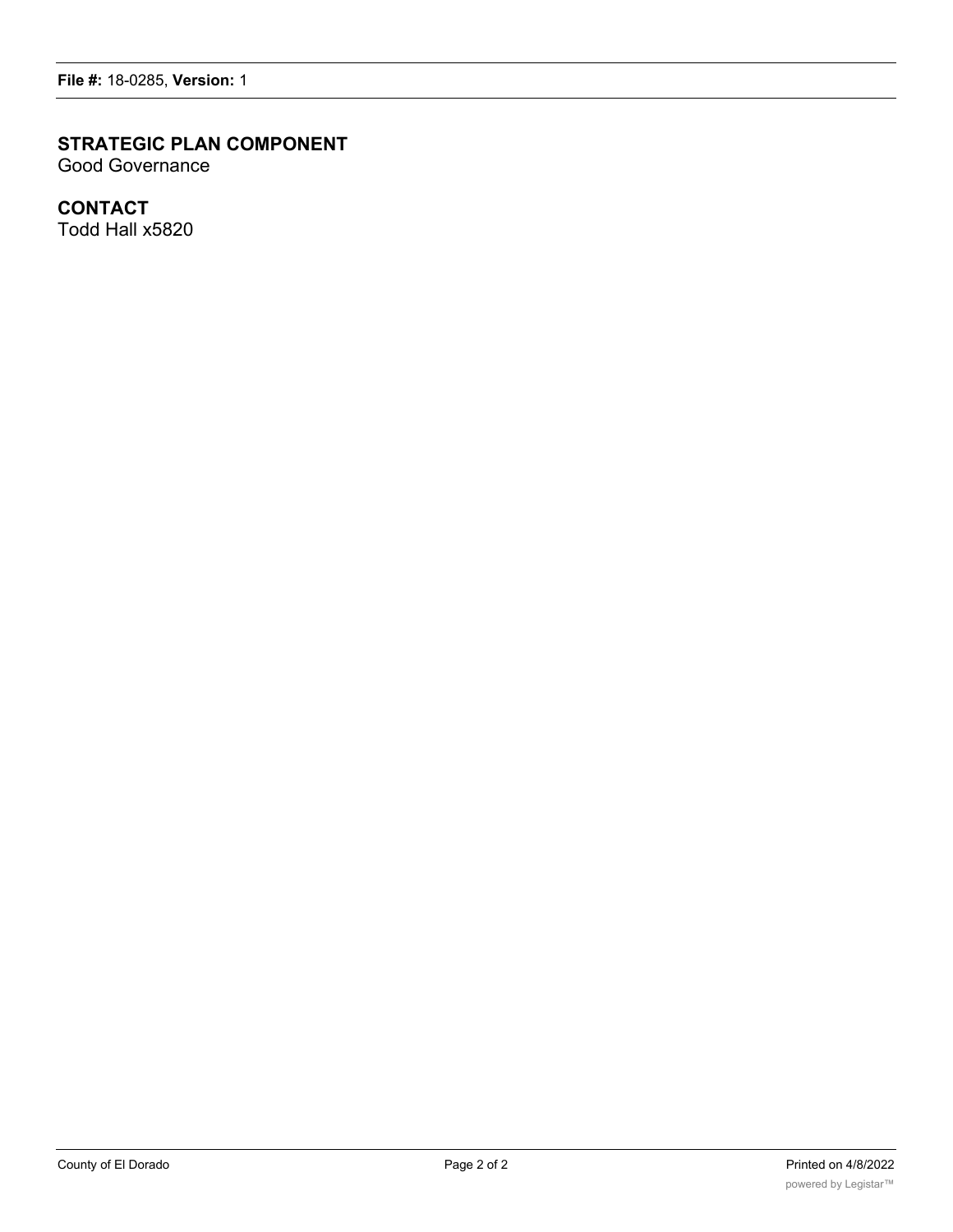**STRATEGIC PLAN COMPONENT**
Good Governance

**CONTACT**
Todd Hall x5820